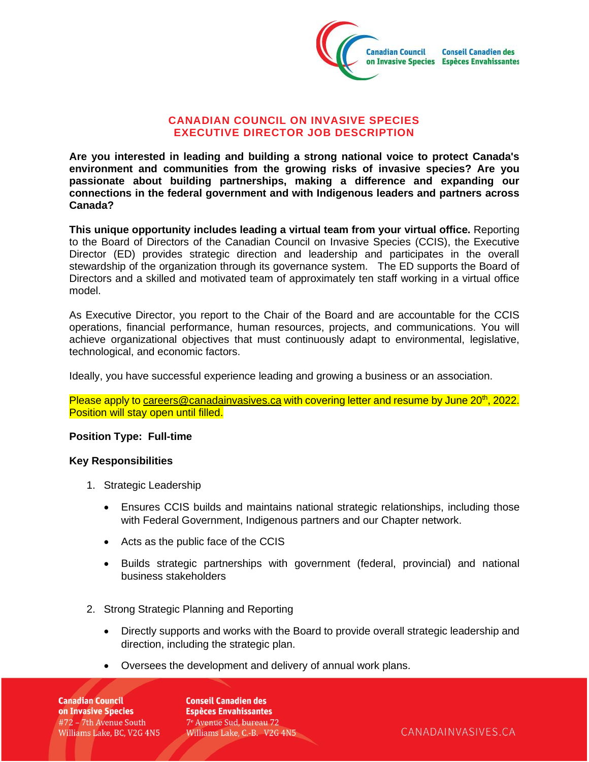# CANADIAN COUNCIL ON INVASIVE SPECIES
## EXECUTIVE DIRECTOR JOB DESCRIPTION

**Are you interested in leading and building a strong national voice to protect Canada's environment and communities from the growing risks of invasive species? Are you passionate about building partnerships, making a difference and expanding our connections in the federal government and with Indigenous leaders and partners across Canada?**

**This unique opportunity includes leading a virtual team from your virtual office.** Reporting to the Board of Directors of the Canadian Council on Invasive Species (CCIS), the Executive Director (ED) provides strategic direction and leadership and participates in the overall stewardship of the organization through its governance system. The ED supports the Board of Directors and a skilled and motivated team of approximately ten staff working in a virtual office model.

As Executive Director, you report to the Chair of the Board and are accountable for the CCIS operations, financial performance, human resources, projects, and communications. You will achieve organizational objectives that must continuously adapt to environmental, legislative, technological, and economic factors.

Ideally, you have successful experience leading and growing a business or an association.

Please apply to careers@canadainvasives.ca with covering letter and resume by June 20th, 2022. Position will stay open until filled.

**Position Type: Full-time**

**Key Responsibilities**

1. Strategic Leadership
   - Ensures CCIS builds and maintains national strategic relationships, including those with Federal Government, Indigenous partners and our Chapter network.
   - Acts as the public face of the CCIS
   - Builds strategic partnerships with government (federal, provincial) and national business stakeholders

2. Strong Strategic Planning and Reporting
   - Directly supports and works with the Board to provide overall strategic leadership and direction, including the strategic plan.
   - Oversees the development and delivery of annual work plans.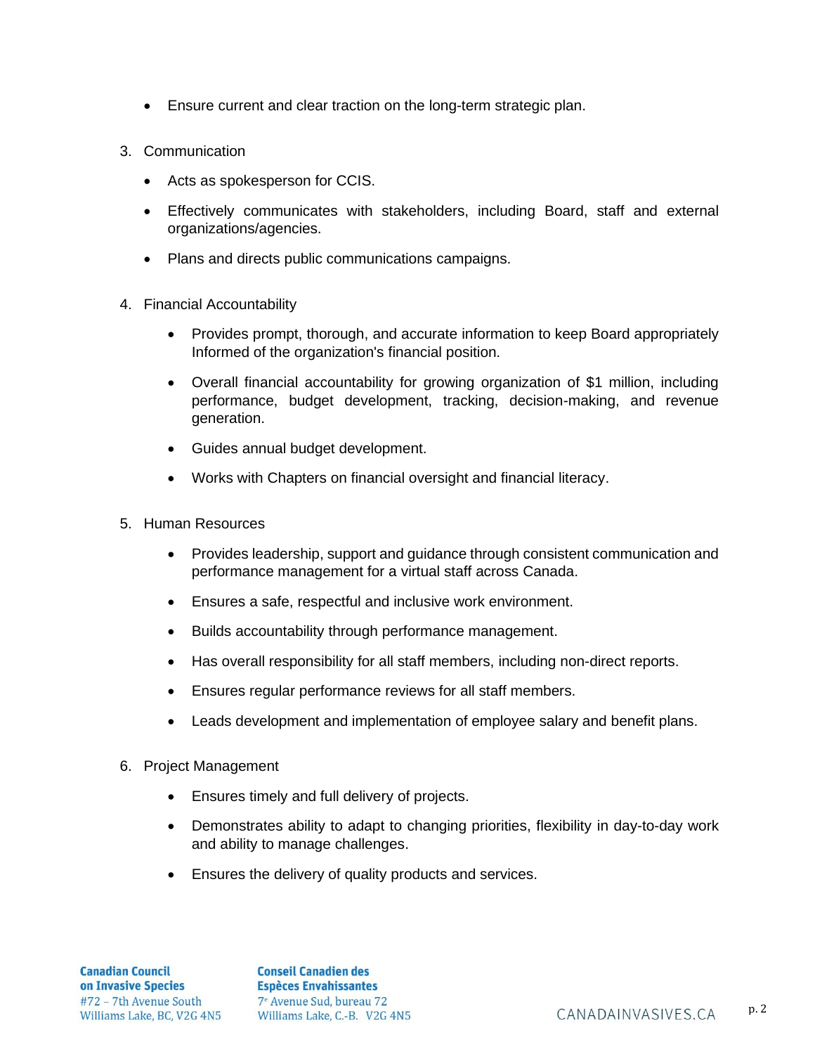- Ensure current and clear traction on the long-term strategic plan.

3. Communication

   - Acts as spokesperson for CCIS.
   - Effectively communicates with stakeholders, including Board, staff and external organizations/agencies.
   - Plans and directs public communications campaigns.

4. Financial Accountability

   - Provides prompt, thorough, and accurate information to keep Board appropriately Informed of the organization's financial position.
   - Overall financial accountability for growing organization of $1 million, including performance, budget development, tracking, decision-making, and revenue generation.
   - Guides annual budget development.
   - Works with Chapters on financial oversight and financial literacy.

5. Human Resources

   - Provides leadership, support and guidance through consistent communication and performance management for a virtual staff across Canada.
   - Ensures a safe, respectful and inclusive work environment.
   - Builds accountability through performance management.
   - Has overall responsibility for all staff members, including non-direct reports.
   - Ensures regular performance reviews for all staff members.
   - Leads development and implementation of employee salary and benefit plans.

6. Project Management

   - Ensures timely and full delivery of projects.
   - Demonstrates ability to adapt to changing priorities, flexibility in day-to-day work and ability to manage challenges.
   - Ensures the delivery of quality products and services.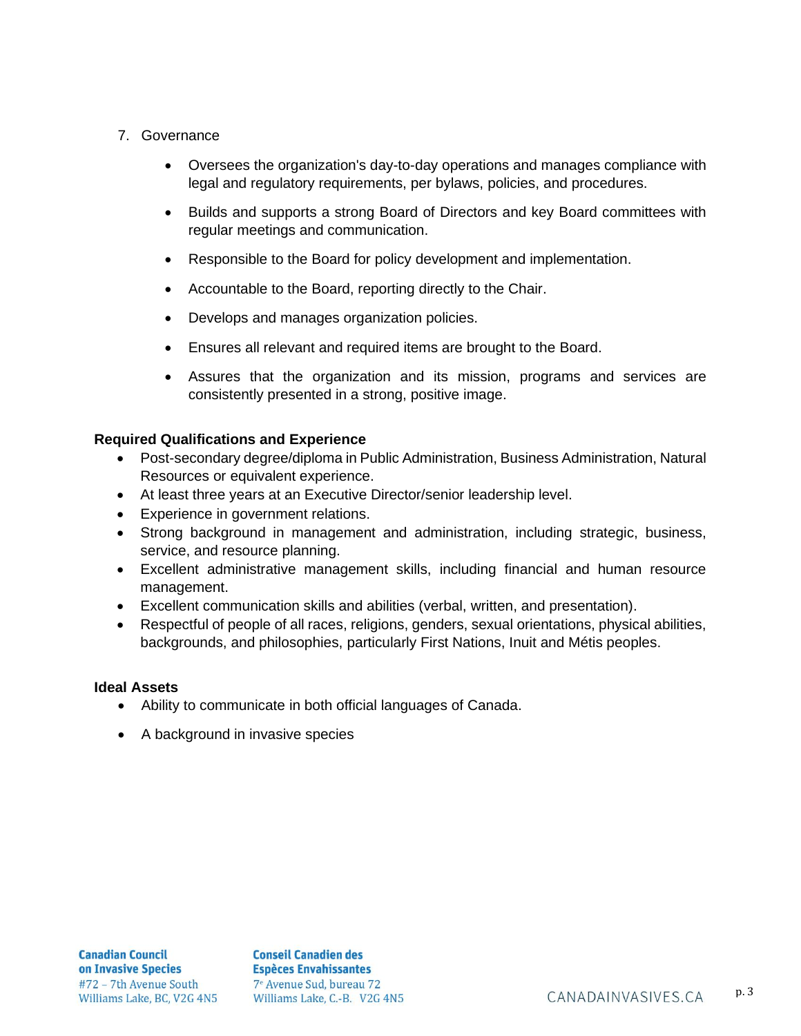7. Governance

    - Oversees the organization's day-to-day operations and manages compliance with legal and regulatory requirements, per bylaws, policies, and procedures.
    - Builds and supports a strong Board of Directors and key Board committees with regular meetings and communication.
    - Responsible to the Board for policy development and implementation.
    - Accountable to the Board, reporting directly to the Chair.
    - Develops and manages organization policies.
    - Ensures all relevant and required items are brought to the Board.
    - Assures that the organization and its mission, programs and services are consistently presented in a strong, positive image.

**Required Qualifications and Experience**

- Post-secondary degree/diploma in Public Administration, Business Administration, Natural Resources or equivalent experience.
- At least three years at an Executive Director/senior leadership level.
- Experience in government relations.
- Strong background in management and administration, including strategic, business, service, and resource planning.
- Excellent administrative management skills, including financial and human resource management.
- Excellent communication skills and abilities (verbal, written, and presentation).
- Respectful of people of all races, religions, genders, sexual orientations, physical abilities, backgrounds, and philosophies, particularly First Nations, Inuit and Métis peoples.

**Ideal Assets**

- Ability to communicate in both official languages of Canada.
- A background in invasive species